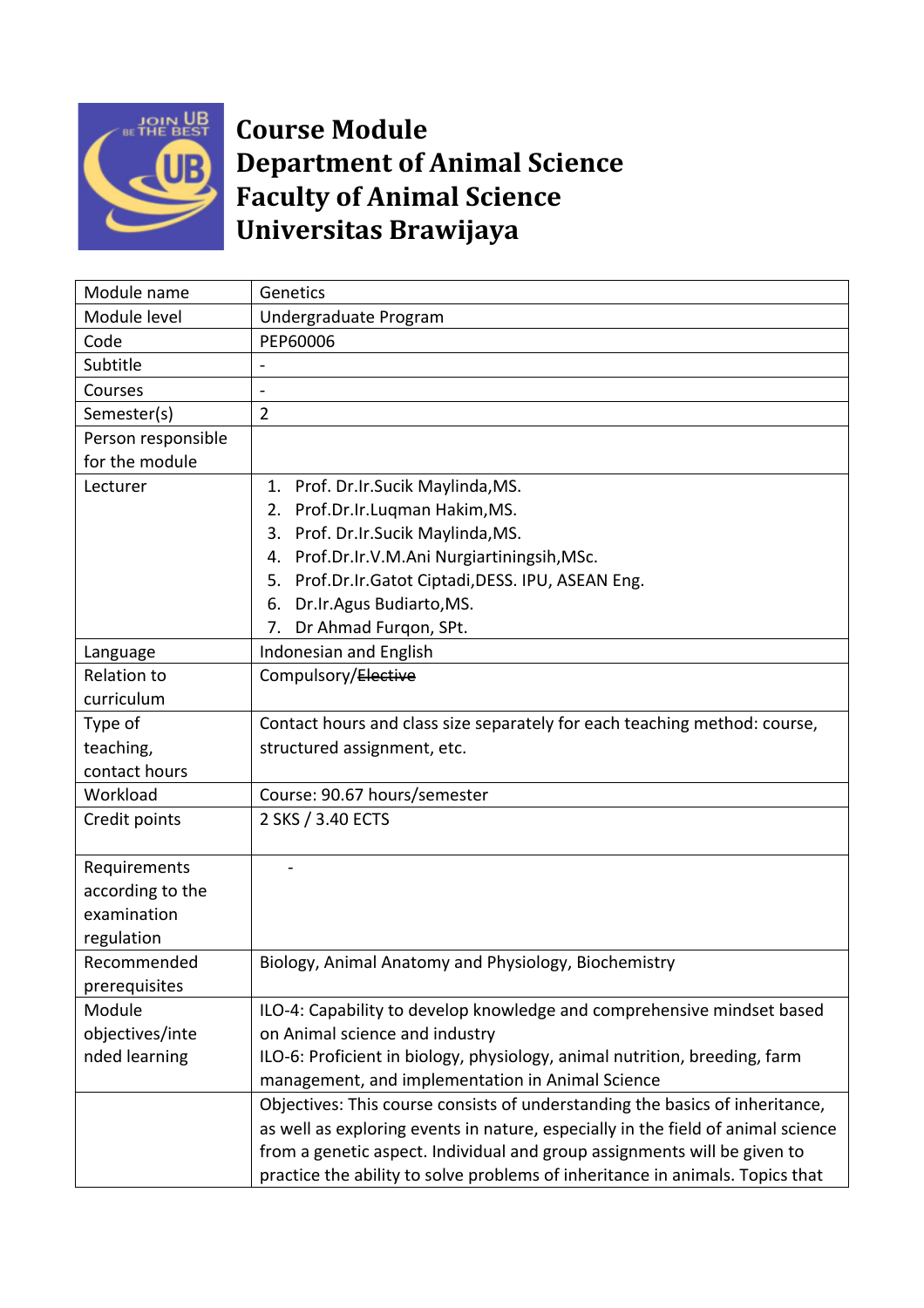# Course Module
# Department of Animal Science
# Faculty of Animal Science
# Universitas Brawijaya

| Module name | Genetics |
|---|---|
| Module level | Undergraduate Program |
| Code | PEP60006 |
| Subtitle | - |
| Courses | - |
| Semester(s) | 2 |
| Person responsible for the module | |
| Lecturer | 1. Prof. Dr.Ir.Sucik Maylinda,MS.<br>2. Prof.Dr.Ir.Luqman Hakim,MS.<br>3. Prof. Dr.Ir.Sucik Maylinda,MS.<br>4. Prof.Dr.Ir.V.M.Ani Nurgiartiningsih,MSc.<br>5. Prof.Dr.Ir.Gatot Ciptadi,DESS. IPU, ASEAN Eng.<br>6. Dr.Ir.Agus Budiarto,MS.<br>7. Dr Ahmad Furqon, SPt. |
| Language | Indonesian and English |
| Relation to curriculum | Compulsory/~~Elective~~ |
| Type of teaching, contact hours | Contact hours and class size separately for each teaching method: course, structured assignment, etc. |
| Workload | Course: 90.67 hours/semester |
| Credit points | 2 SKS / 3.40 ECTS |
| Requirements according to the examination regulation | - |
| Recommended prerequisites | Biology, Animal Anatomy and Physiology, Biochemistry |
| Module objectives/intended learning | ILO-4: Capability to develop knowledge and comprehensive mindset based on Animal science and industry<br>ILO-6: Proficient in biology, physiology, animal nutrition, breeding, farm management, and implementation in Animal Science |
| | Objectives: This course consists of understanding the basics of inheritance, as well as exploring events in nature, especially in the field of animal science from a genetic aspect. Individual and group assignments will be given to practice the ability to solve problems of inheritance in animals. Topics that |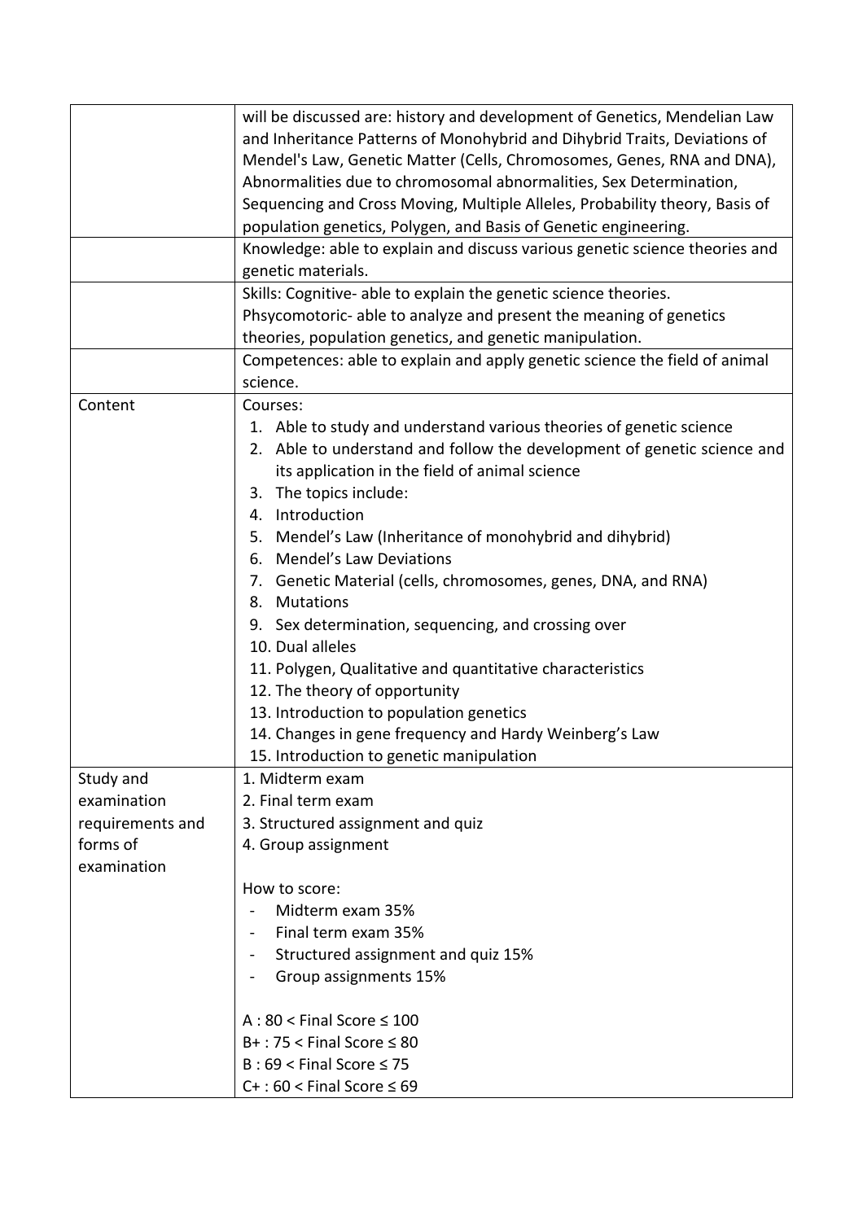| | |
|---|---|
| | will be discussed are: history and development of Genetics, Mendelian Law and Inheritance Patterns of Monohybrid and Dihybrid Traits, Deviations of Mendel's Law, Genetic Matter (Cells, Chromosomes, Genes, RNA and DNA), Abnormalities due to chromosomal abnormalities, Sex Determination, Sequencing and Cross Moving, Multiple Alleles, Probability theory, Basis of population genetics, Polygen, and Basis of Genetic engineering. |
| | Knowledge: able to explain and discuss various genetic science theories and genetic materials. |
| | Skills: Cognitive- able to explain the genetic science theories.<br>Phsycomotoric- able to analyze and present the meaning of genetics theories, population genetics, and genetic manipulation. |
| | Competences: able to explain and apply genetic science the field of animal science. |
| Content | Courses:<br>1. Able to study and understand various theories of genetic science<br>2. Able to understand and follow the development of genetic science and its application in the field of animal science<br>3. The topics include:<br>4. Introduction<br>5. Mendel's Law (Inheritance of monohybrid and dihybrid)<br>6. Mendel's Law Deviations<br>7. Genetic Material (cells, chromosomes, genes, DNA, and RNA)<br>8. Mutations<br>9. Sex determination, sequencing, and crossing over<br>10. Dual alleles<br>11. Polygen, Qualitative and quantitative characteristics<br>12. The theory of opportunity<br>13. Introduction to population genetics<br>14. Changes in gene frequency and Hardy Weinberg's Law<br>15. Introduction to genetic manipulation |
| Study and examination requirements and forms of examination | 1. Midterm exam<br>2. Final term exam<br>3. Structured assignment and quiz<br>4. Group assignment<br><br>How to score:<br>- Midterm exam 35%<br>- Final term exam 35%<br>- Structured assignment and quiz 15%<br>- Group assignments 15%<br><br>A : 80 < Final Score ≤ 100<br>B+ : 75 < Final Score ≤ 80<br>B : 69 < Final Score ≤ 75<br>C+ : 60 < Final Score ≤ 69 |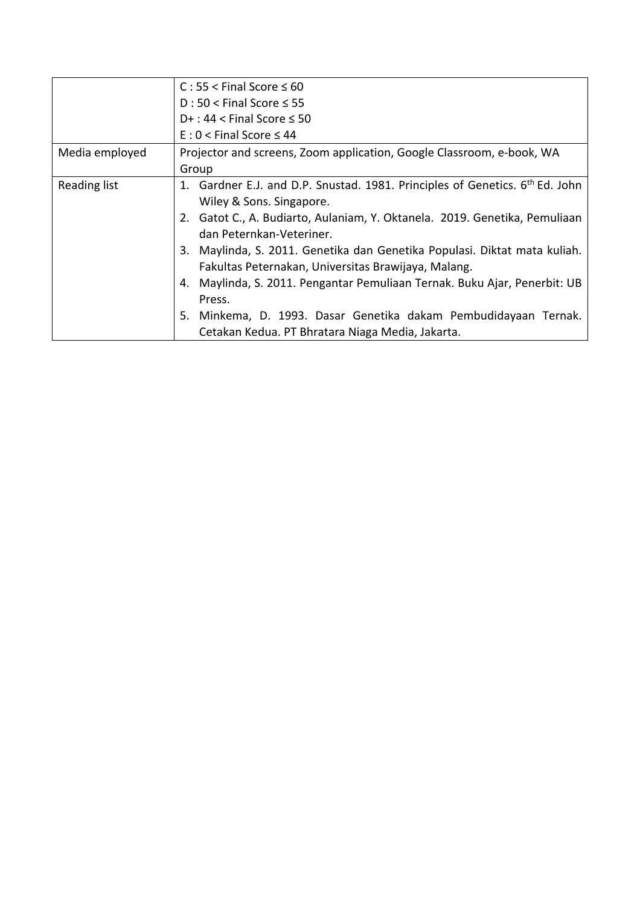| | |
|---|---|
| | C : 55 < Final Score ≤ 60<br>D : 50 < Final Score ≤ 55<br>D+ : 44 < Final Score ≤ 50<br>E : 0 < Final Score ≤ 44 |
| Media employed | Projector and screens, Zoom application, Google Classroom, e-book, WA Group |
| Reading list | 1. Gardner E.J. and D.P. Snustad. 1981. Principles of Genetics. 6th Ed. John Wiley & Sons. Singapore.<br>2. Gatot C., A. Budiarto, Aulaniam, Y. Oktanela. 2019. Genetika, Pemuliaan dan Peternkan-Veteriner.<br>3. Maylinda, S. 2011. Genetika dan Genetika Populasi. Diktat mata kuliah. Fakultas Peternakan, Universitas Brawijaya, Malang.<br>4. Maylinda, S. 2011. Pengantar Pemuliaan Ternak. Buku Ajar, Penerbit: UB Press.<br>5. Minkema, D. 1993. Dasar Genetika dakam Pembudidayaan Ternak. Cetakan Kedua. PT Bhratara Niaga Media, Jakarta. |